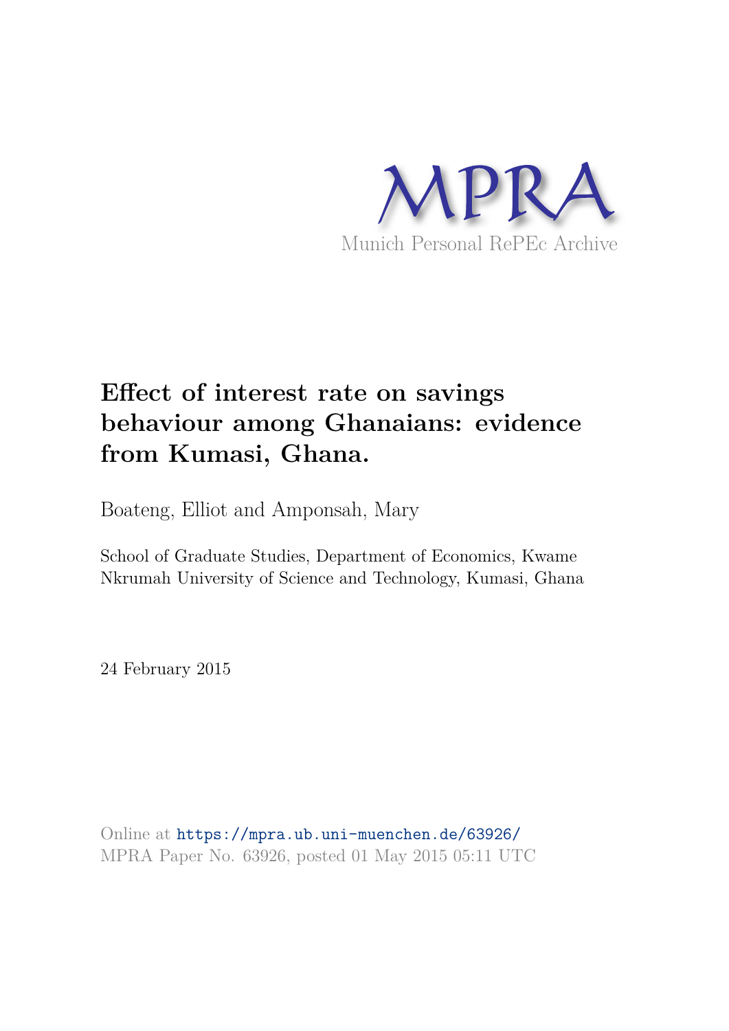MPRA

Munich Personal RePEc Archive

# Effect of interest rate on savings behaviour among Ghanaians: evidence from Kumasi, Ghana.

Boateng, Elliot and Amponsah, Mary

School of Graduate Studies, Department of Economics, Kwame Nkrumah University of Science and Technology, Kumasi, Ghana

24 February 2015

Online at https://mpra.ub.uni-muenchen.de/63926/
MPRA Paper No. 63926, posted 01 May 2015 05:11 UTC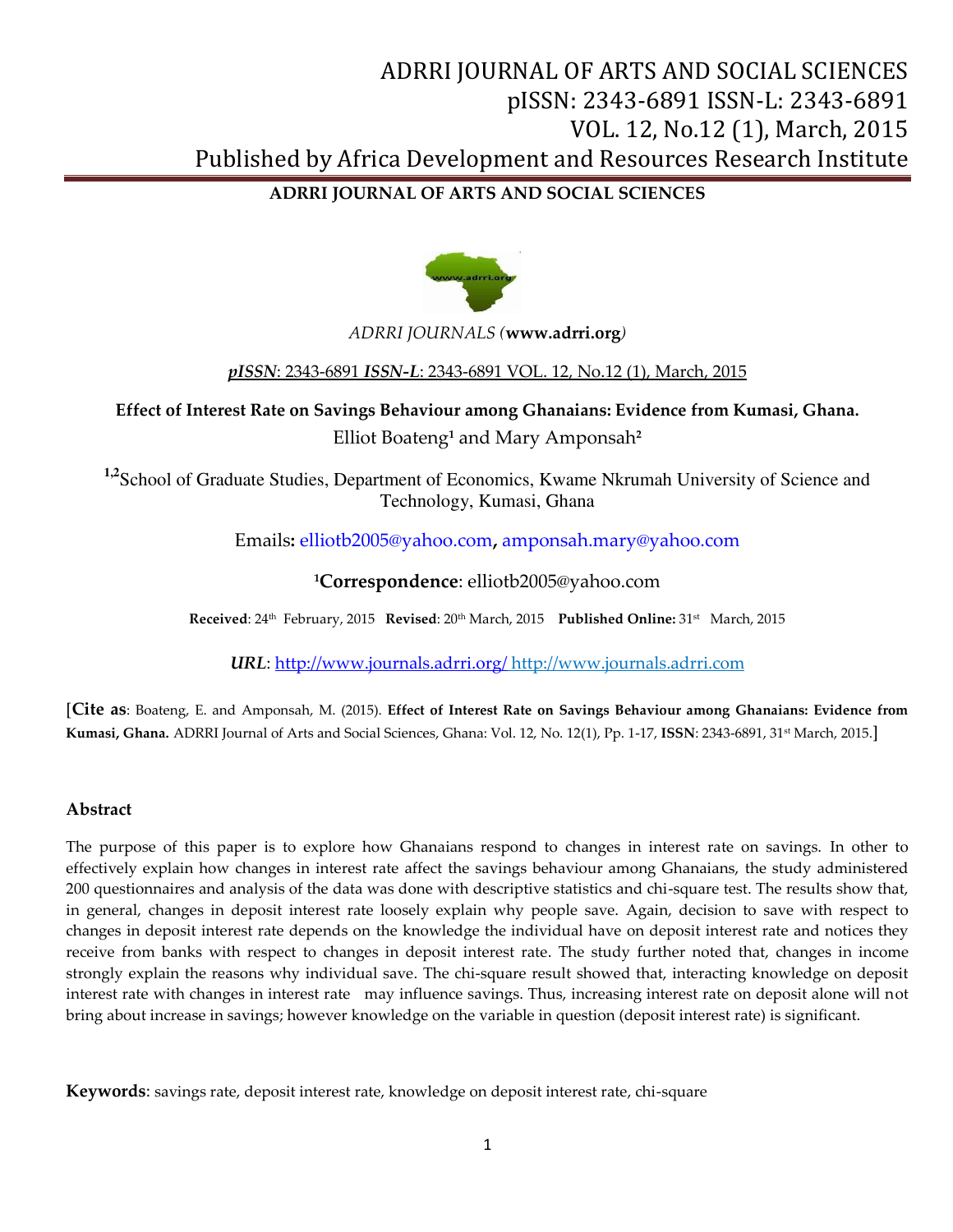**ADRRI JOURNAL OF ARTS AND SOCIAL SCIENCES**

ADRRI JOURNALS (**www.adrri.org**)

*pISSN*: 2343-6891 *ISSN-L*: 2343-6891 VOL. 12, No.12 (1), March, 2015

**Effect of Interest Rate on Savings Behaviour among Ghanaians: Evidence from Kumasi, Ghana.**

Elliot Boateng[1] and Mary Amponsah[2]

[1,2]School of Graduate Studies, Department of Economics, Kwame Nkrumah University of Science and Technology, Kumasi, Ghana

Emails**:** elliotb2005@yahoo.com**,** amponsah.mary@yahoo.com

[1]**Correspondence**: elliotb2005@yahoo.com

**Received**: 24th February, 2015 **Revised**: 20th March, 2015 **Published Online:** 31st March, 2015

*URL*: http://www.journals.adrri.org/ http://www.journals.adrri.com

[**Cite as**: Boateng, E. and Amponsah, M. (2015). **Effect of Interest Rate on Savings Behaviour among Ghanaians: Evidence from Kumasi, Ghana.** ADRRI Journal of Arts and Social Sciences, Ghana: Vol. 12, No. 12(1), Pp. 1-17, **ISSN**: 2343-6891, 31st March, 2015.]

## Abstract

The purpose of this paper is to explore how Ghanaians respond to changes in interest rate on savings. In other to effectively explain how changes in interest rate affect the savings behaviour among Ghanaians, the study administered 200 questionnaires and analysis of the data was done with descriptive statistics and chi-square test. The results show that, in general, changes in deposit interest rate loosely explain why people save. Again, decision to save with respect to changes in deposit interest rate depends on the knowledge the individual have on deposit interest rate and notices they receive from banks with respect to changes in deposit interest rate. The study further noted that, changes in income strongly explain the reasons why individual save. The chi-square result showed that, interacting knowledge on deposit interest rate with changes in interest rate may influence savings. Thus, increasing interest rate on deposit alone will not bring about increase in savings; however knowledge on the variable in question (deposit interest rate) is significant.

**Keywords**: savings rate, deposit interest rate, knowledge on deposit interest rate, chi-square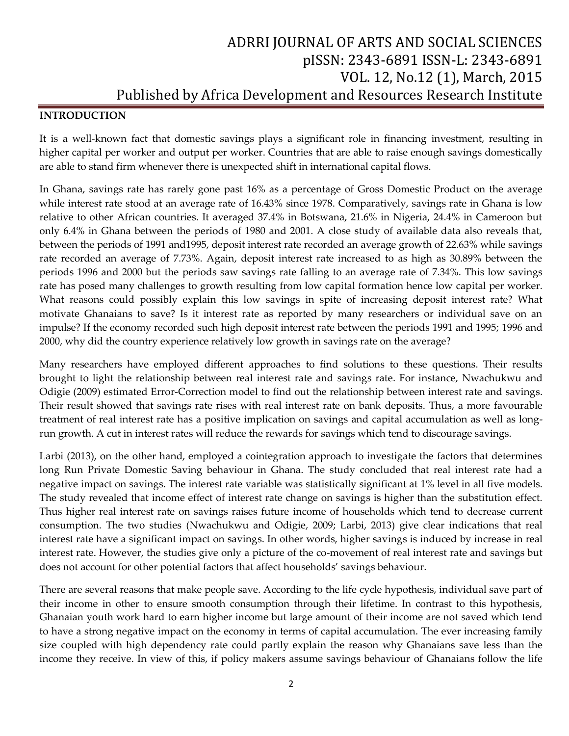## INTRODUCTION

It is a well-known fact that domestic savings plays a significant role in financing investment, resulting in higher capital per worker and output per worker. Countries that are able to raise enough savings domestically are able to stand firm whenever there is unexpected shift in international capital flows.

In Ghana, savings rate has rarely gone past 16% as a percentage of Gross Domestic Product on the average while interest rate stood at an average rate of 16.43% since 1978. Comparatively, savings rate in Ghana is low relative to other African countries. It averaged 37.4% in Botswana, 21.6% in Nigeria, 24.4% in Cameroon but only 6.4% in Ghana between the periods of 1980 and 2001. A close study of available data also reveals that, between the periods of 1991 and1995, deposit interest rate recorded an average growth of 22.63% while savings rate recorded an average of 7.73%. Again, deposit interest rate increased to as high as 30.89% between the periods 1996 and 2000 but the periods saw savings rate falling to an average rate of 7.34%. This low savings rate has posed many challenges to growth resulting from low capital formation hence low capital per worker. What reasons could possibly explain this low savings in spite of increasing deposit interest rate? What motivate Ghanaians to save? Is it interest rate as reported by many researchers or individual save on an impulse? If the economy recorded such high deposit interest rate between the periods 1991 and 1995; 1996 and 2000, why did the country experience relatively low growth in savings rate on the average?

Many researchers have employed different approaches to find solutions to these questions. Their results brought to light the relationship between real interest rate and savings rate. For instance, Nwachukwu and Odigie (2009) estimated Error-Correction model to find out the relationship between interest rate and savings. Their result showed that savings rate rises with real interest rate on bank deposits. Thus, a more favourable treatment of real interest rate has a positive implication on savings and capital accumulation as well as long-run growth. A cut in interest rates will reduce the rewards for savings which tend to discourage savings.

Larbi (2013), on the other hand, employed a cointegration approach to investigate the factors that determines long Run Private Domestic Saving behaviour in Ghana. The study concluded that real interest rate had a negative impact on savings. The interest rate variable was statistically significant at 1% level in all five models. The study revealed that income effect of interest rate change on savings is higher than the substitution effect. Thus higher real interest rate on savings raises future income of households which tend to decrease current consumption. The two studies (Nwachukwu and Odigie, 2009; Larbi, 2013) give clear indications that real interest rate have a significant impact on savings. In other words, higher savings is induced by increase in real interest rate. However, the studies give only a picture of the co-movement of real interest rate and savings but does not account for other potential factors that affect households' savings behaviour.

There are several reasons that make people save. According to the life cycle hypothesis, individual save part of their income in other to ensure smooth consumption through their lifetime. In contrast to this hypothesis, Ghanaian youth work hard to earn higher income but large amount of their income are not saved which tend to have a strong negative impact on the economy in terms of capital accumulation. The ever increasing family size coupled with high dependency rate could partly explain the reason why Ghanaians save less than the income they receive. In view of this, if policy makers assume savings behaviour of Ghanaians follow the life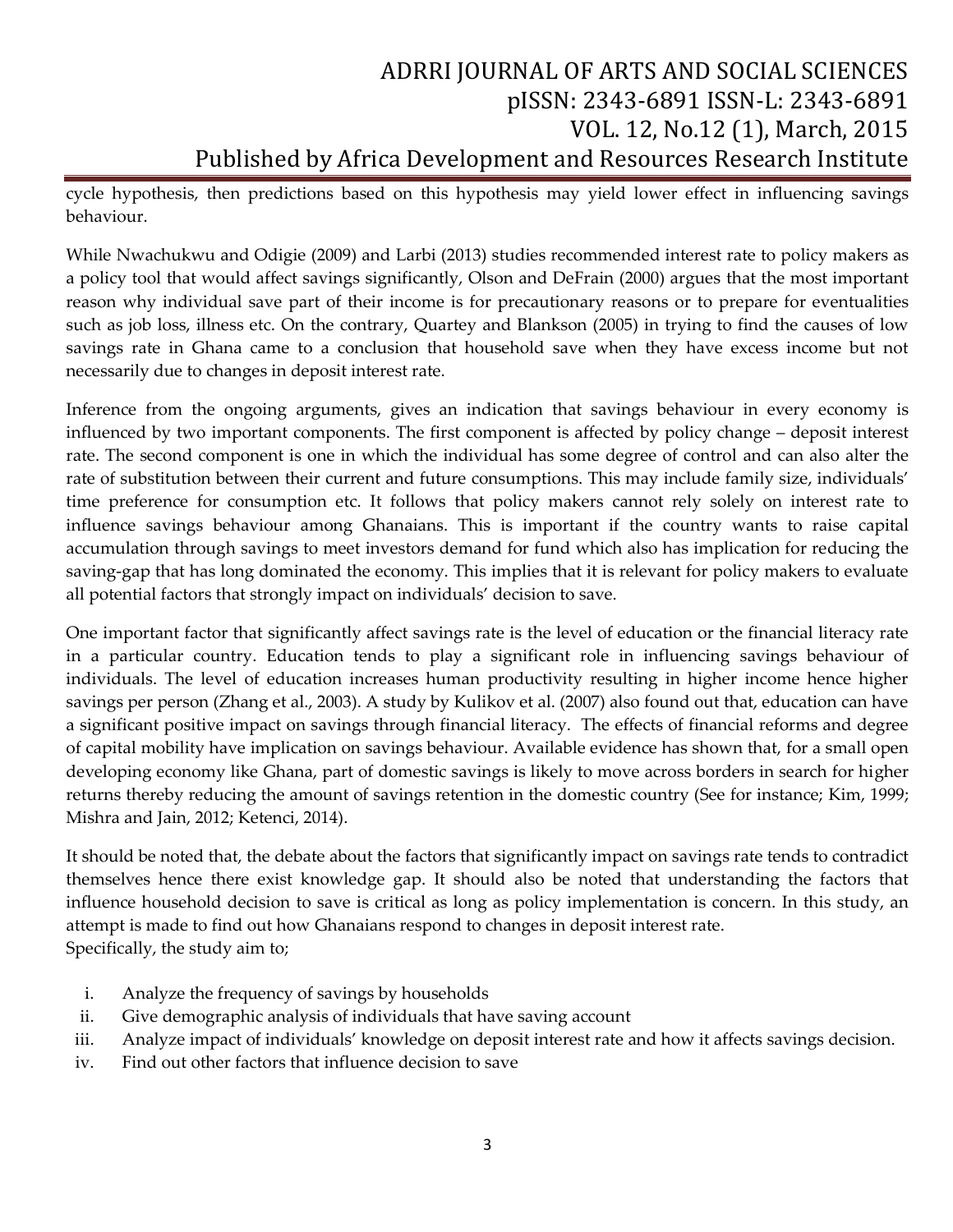cycle hypothesis, then predictions based on this hypothesis may yield lower effect in influencing savings behaviour.

While Nwachukwu and Odigie (2009) and Larbi (2013) studies recommended interest rate to policy makers as a policy tool that would affect savings significantly, Olson and DeFrain (2000) argues that the most important reason why individual save part of their income is for precautionary reasons or to prepare for eventualities such as job loss, illness etc. On the contrary, Quartey and Blankson (2005) in trying to find the causes of low savings rate in Ghana came to a conclusion that household save when they have excess income but not necessarily due to changes in deposit interest rate.

Inference from the ongoing arguments, gives an indication that savings behaviour in every economy is influenced by two important components. The first component is affected by policy change – deposit interest rate. The second component is one in which the individual has some degree of control and can also alter the rate of substitution between their current and future consumptions. This may include family size, individuals' time preference for consumption etc. It follows that policy makers cannot rely solely on interest rate to influence savings behaviour among Ghanaians. This is important if the country wants to raise capital accumulation through savings to meet investors demand for fund which also has implication for reducing the saving-gap that has long dominated the economy. This implies that it is relevant for policy makers to evaluate all potential factors that strongly impact on individuals' decision to save.

One important factor that significantly affect savings rate is the level of education or the financial literacy rate in a particular country. Education tends to play a significant role in influencing savings behaviour of individuals. The level of education increases human productivity resulting in higher income hence higher savings per person (Zhang et al., 2003). A study by Kulikov et al. (2007) also found out that, education can have a significant positive impact on savings through financial literacy. The effects of financial reforms and degree of capital mobility have implication on savings behaviour. Available evidence has shown that, for a small open developing economy like Ghana, part of domestic savings is likely to move across borders in search for higher returns thereby reducing the amount of savings retention in the domestic country (See for instance; Kim, 1999; Mishra and Jain, 2012; Ketenci, 2014).

It should be noted that, the debate about the factors that significantly impact on savings rate tends to contradict themselves hence there exist knowledge gap. It should also be noted that understanding the factors that influence household decision to save is critical as long as policy implementation is concern. In this study, an attempt is made to find out how Ghanaians respond to changes in deposit interest rate.
Specifically, the study aim to;

i. Analyze the frequency of savings by households
ii. Give demographic analysis of individuals that have saving account
iii. Analyze impact of individuals' knowledge on deposit interest rate and how it affects savings decision.
iv. Find out other factors that influence decision to save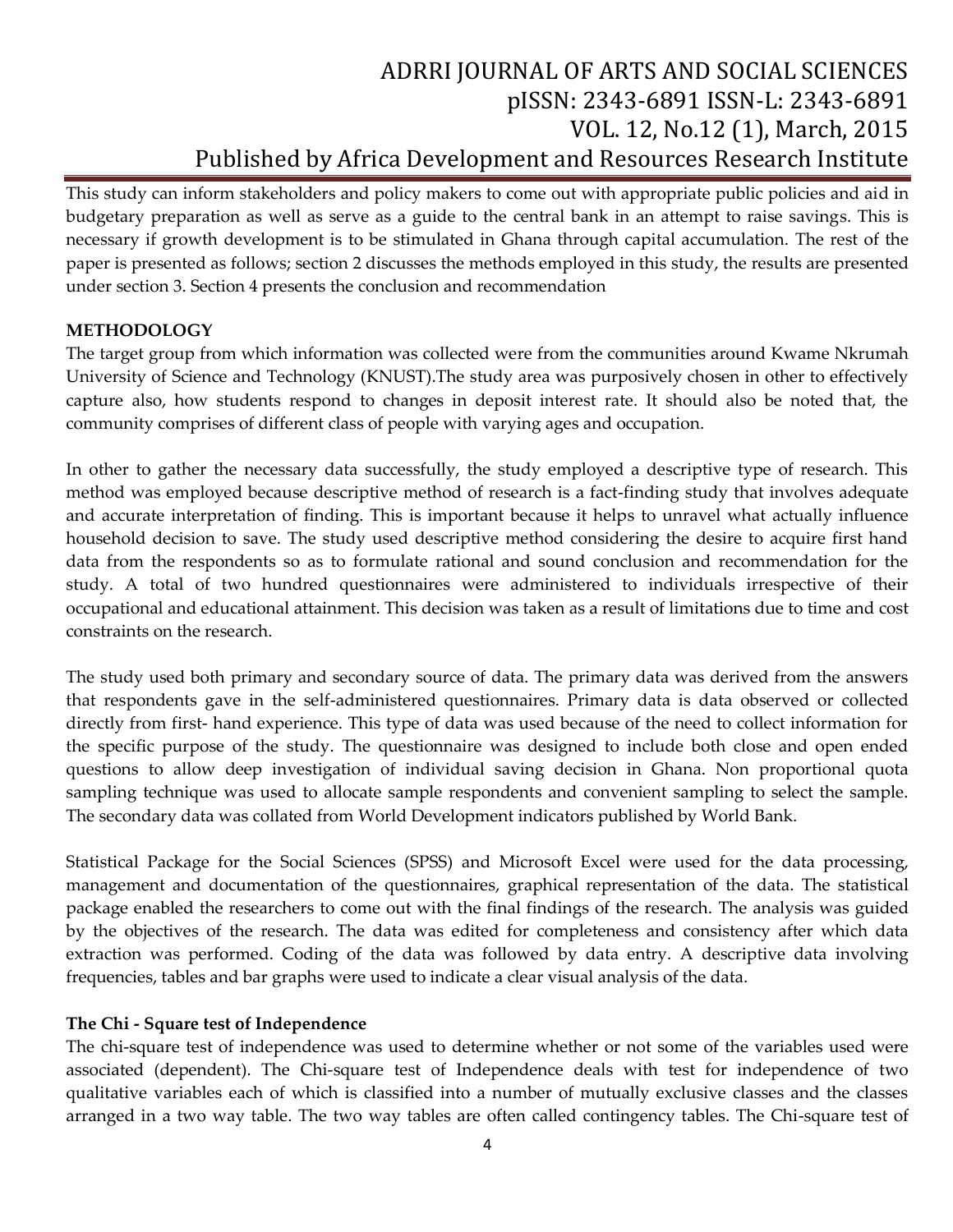This study can inform stakeholders and policy makers to come out with appropriate public policies and aid in budgetary preparation as well as serve as a guide to the central bank in an attempt to raise savings. This is necessary if growth development is to be stimulated in Ghana through capital accumulation. The rest of the paper is presented as follows; section 2 discusses the methods employed in this study, the results are presented under section 3. Section 4 presents the conclusion and recommendation

**METHODOLOGY**

The target group from which information was collected were from the communities around Kwame Nkrumah University of Science and Technology (KNUST).The study area was purposively chosen in other to effectively capture also, how students respond to changes in deposit interest rate. It should also be noted that, the community comprises of different class of people with varying ages and occupation.

In other to gather the necessary data successfully, the study employed a descriptive type of research. This method was employed because descriptive method of research is a fact-finding study that involves adequate and accurate interpretation of finding. This is important because it helps to unravel what actually influence household decision to save. The study used descriptive method considering the desire to acquire first hand data from the respondents so as to formulate rational and sound conclusion and recommendation for the study. A total of two hundred questionnaires were administered to individuals irrespective of their occupational and educational attainment. This decision was taken as a result of limitations due to time and cost constraints on the research.

The study used both primary and secondary source of data. The primary data was derived from the answers that respondents gave in the self-administered questionnaires. Primary data is data observed or collected directly from first- hand experience. This type of data was used because of the need to collect information for the specific purpose of the study. The questionnaire was designed to include both close and open ended questions to allow deep investigation of individual saving decision in Ghana. Non proportional quota sampling technique was used to allocate sample respondents and convenient sampling to select the sample. The secondary data was collated from World Development indicators published by World Bank.

Statistical Package for the Social Sciences (SPSS) and Microsoft Excel were used for the data processing, management and documentation of the questionnaires, graphical representation of the data. The statistical package enabled the researchers to come out with the final findings of the research. The analysis was guided by the objectives of the research. The data was edited for completeness and consistency after which data extraction was performed. Coding of the data was followed by data entry. A descriptive data involving frequencies, tables and bar graphs were used to indicate a clear visual analysis of the data.

**The Chi - Square test of Independence**

The chi-square test of independence was used to determine whether or not some of the variables used were associated (dependent). The Chi-square test of Independence deals with test for independence of two qualitative variables each of which is classified into a number of mutually exclusive classes and the classes arranged in a two way table. The two way tables are often called contingency tables. The Chi-square test of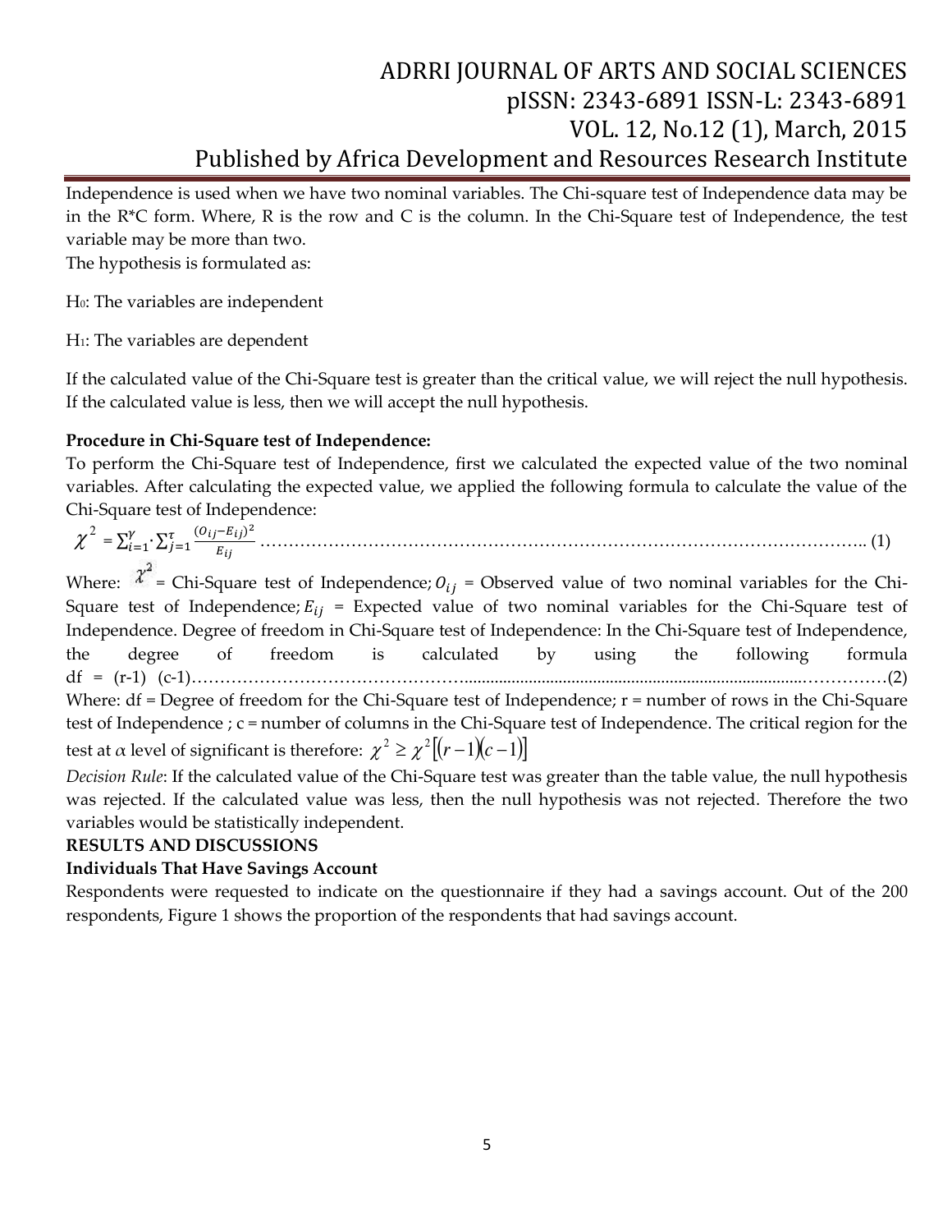Independence is used when we have two nominal variables. The Chi-square test of Independence data may be in the R*C form. Where, R is the row and C is the column. In the Chi-Square test of Independence, the test variable may be more than two.

The hypothesis is formulated as:

$H_0$: The variables are independent

$H_1$: The variables are dependent

If the calculated value of the Chi-Square test is greater than the critical value, we will reject the null hypothesis. If the calculated value is less, then we will accept the null hypothesis.

**Procedure in Chi-Square test of Independence:**

To perform the Chi-Square test of Independence, first we calculated the expected value of the two nominal variables. After calculating the expected value, we applied the following formula to calculate the value of the Chi-Square test of Independence:

$$\chi^2 = \sum_{i=1}^{\gamma} \cdot \sum_{j=1}^{\tau} \frac{(O_{ij} - E_{ij})^2}{E_{ij}} \quad \text{.......... (1)}$$

Where: $\chi^2$ = Chi-Square test of Independence; $O_{ij}$ = Observed value of two nominal variables for the Chi-Square test of Independence; $E_{ij}$ = Expected value of two nominal variables for the Chi-Square test of Independence. Degree of freedom in Chi-Square test of Independence: In the Chi-Square test of Independence, the degree of freedom is calculated by using the following formula

$$df = (r-1)\ (c-1) \quad \text{..........(2)}$$

Where: df = Degree of freedom for the Chi-Square test of Independence; r = number of rows in the Chi-Square test of Independence ; c = number of columns in the Chi-Square test of Independence. The critical region for the test at $\alpha$ level of significant is therefore: $\chi^2 \geq \chi^2[(r-1)(c-1)]$

*Decision Rule*: If the calculated value of the Chi-Square test was greater than the table value, the null hypothesis was rejected. If the calculated value was less, then the null hypothesis was not rejected. Therefore the two variables would be statistically independent.

**RESULTS AND DISCUSSIONS**

**Individuals That Have Savings Account**

Respondents were requested to indicate on the questionnaire if they had a savings account. Out of the 200 respondents, Figure 1 shows the proportion of the respondents that had savings account.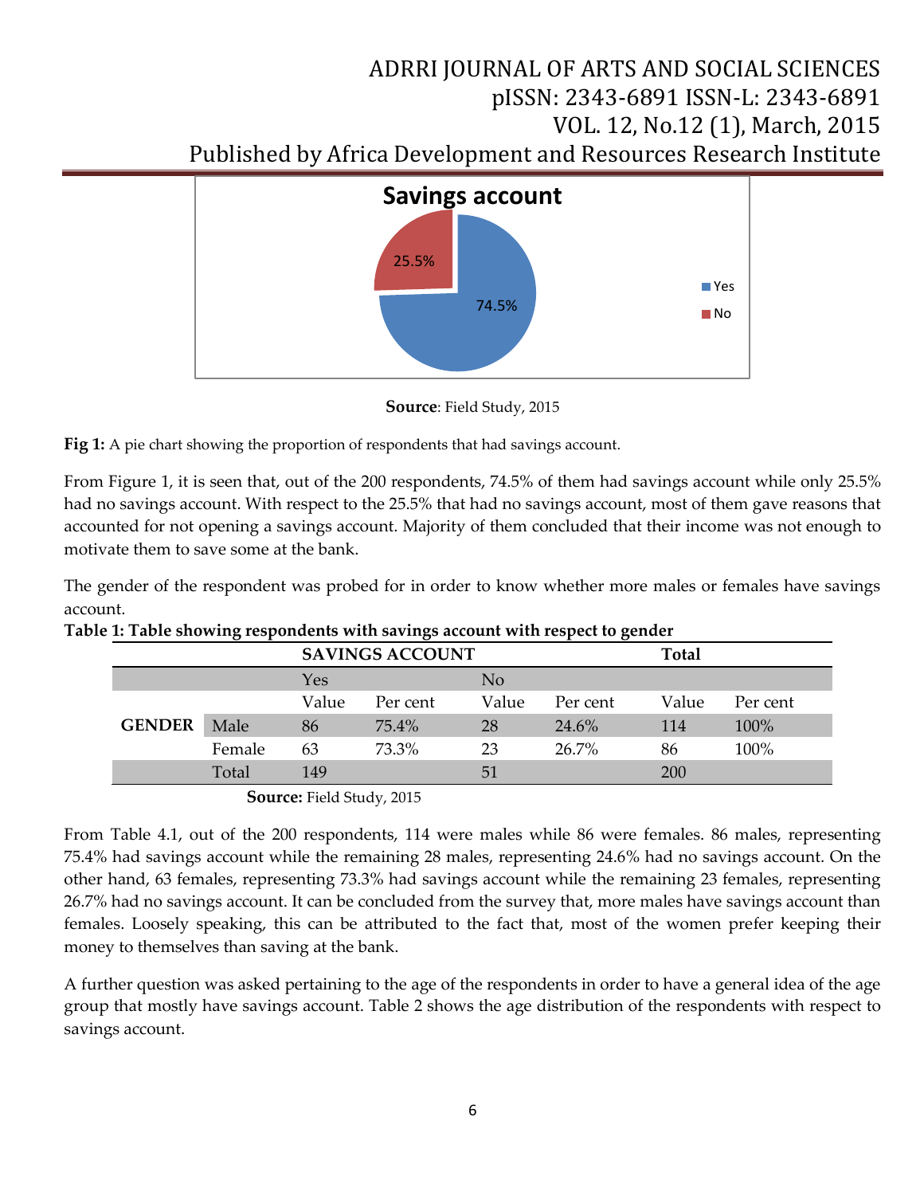**Source**: Field Study, 2015

**Fig 1:** A pie chart showing the proportion of respondents that had savings account.

From Figure 1, it is seen that, out of the 200 respondents, 74.5% of them had savings account while only 25.5% had no savings account. With respect to the 25.5% that had no savings account, most of them gave reasons that accounted for not opening a savings account. Majority of them concluded that their income was not enough to motivate them to save some at the bank.

The gender of the respondent was probed for in order to know whether more males or females have savings account.

**Table 1: Table showing respondents with savings account with respect to gender**

| | | SAVINGS ACCOUNT | | | | Total | |
|---|---|---|---|---|---|---|---|
| | | Yes | | No | | | |
| | | Value | Per cent | Value | Per cent | Value | Per cent |
| **GENDER** | Male | 86 | 75.4% | 28 | 24.6% | 114 | 100% |
| | Female | 63 | 73.3% | 23 | 26.7% | 86 | 100% |
| | Total | 149 | | 51 | | 200 | |

**Source:** Field Study, 2015

From Table 4.1, out of the 200 respondents, 114 were males while 86 were females. 86 males, representing 75.4% had savings account while the remaining 28 males, representing 24.6% had no savings account. On the other hand, 63 females, representing 73.3% had savings account while the remaining 23 females, representing 26.7% had no savings account. It can be concluded from the survey that, more males have savings account than females. Loosely speaking, this can be attributed to the fact that, most of the women prefer keeping their money to themselves than saving at the bank.

A further question was asked pertaining to the age of the respondents in order to have a general idea of the age group that mostly have savings account. Table 2 shows the age distribution of the respondents with respect to savings account.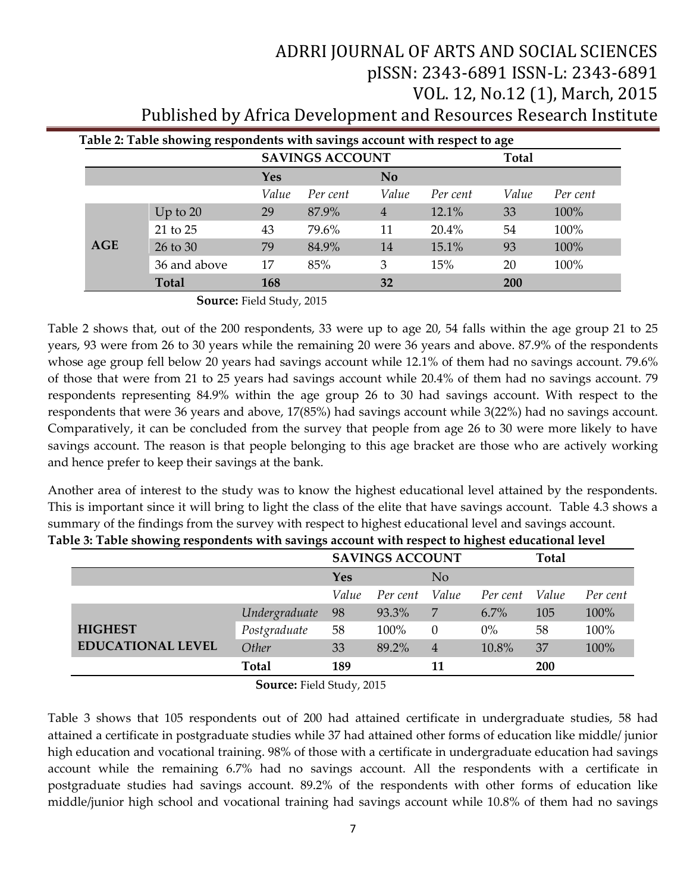**Table 2: Table showing respondents with savings account with respect to age**

| | | SAVINGS ACCOUNT | | | | Total | |
|---|---|---|---|---|---|---|---|
| | | Yes | | No | | | |
| | | *Value* | *Per cent* | *Value* | *Per cent* | *Value* | *Per cent* |
| **AGE** | Up to 20 | 29 | 87.9% | 4 | 12.1% | 33 | 100% |
| | 21 to 25 | 43 | 79.6% | 11 | 20.4% | 54 | 100% |
| | 26 to 30 | 79 | 84.9% | 14 | 15.1% | 93 | 100% |
| | 36 and above | 17 | 85% | 3 | 15% | 20 | 100% |
| | **Total** | **168** | | **32** | | **200** | |

**Source:** Field Study, 2015

Table 2 shows that, out of the 200 respondents, 33 were up to age 20, 54 falls within the age group 21 to 25 years, 93 were from 26 to 30 years while the remaining 20 were 36 years and above. 87.9% of the respondents whose age group fell below 20 years had savings account while 12.1% of them had no savings account. 79.6% of those that were from 21 to 25 years had savings account while 20.4% of them had no savings account. 79 respondents representing 84.9% within the age group 26 to 30 had savings account. With respect to the respondents that were 36 years and above, 17(85%) had savings account while 3(22%) had no savings account. Comparatively, it can be concluded from the survey that people from age 26 to 30 were more likely to have savings account. The reason is that people belonging to this age bracket are those who are actively working and hence prefer to keep their savings at the bank.

Another area of interest to the study was to know the highest educational level attained by the respondents. This is important since it will bring to light the class of the elite that have savings account. Table 4.3 shows a summary of the findings from the survey with respect to highest educational level and savings account.

**Table 3: Table showing respondents with savings account with respect to highest educational level**

| | | SAVINGS ACCOUNT | | | | Total | |
|---|---|---|---|---|---|---|---|
| | | Yes | | No | | | |
| | | *Value* | *Per cent* | *Value* | *Per cent* | *Value* | *Per cent* |
| **HIGHEST EDUCATIONAL LEVEL** | *Undergraduate* | 98 | 93.3% | 7 | 6.7% | 105 | 100% |
| | *Postgraduate* | 58 | 100% | 0 | 0% | 58 | 100% |
| | *Other* | 33 | 89.2% | 4 | 10.8% | 37 | 100% |
| | **Total** | **189** | | **11** | | **200** | |

**Source:** Field Study, 2015

Table 3 shows that 105 respondents out of 200 had attained certificate in undergraduate studies, 58 had attained a certificate in postgraduate studies while 37 had attained other forms of education like middle/ junior high education and vocational training. 98% of those with a certificate in undergraduate education had savings account while the remaining 6.7% had no savings account. All the respondents with a certificate in postgraduate studies had savings account. 89.2% of the respondents with other forms of education like middle/junior high school and vocational training had savings account while 10.8% of them had no savings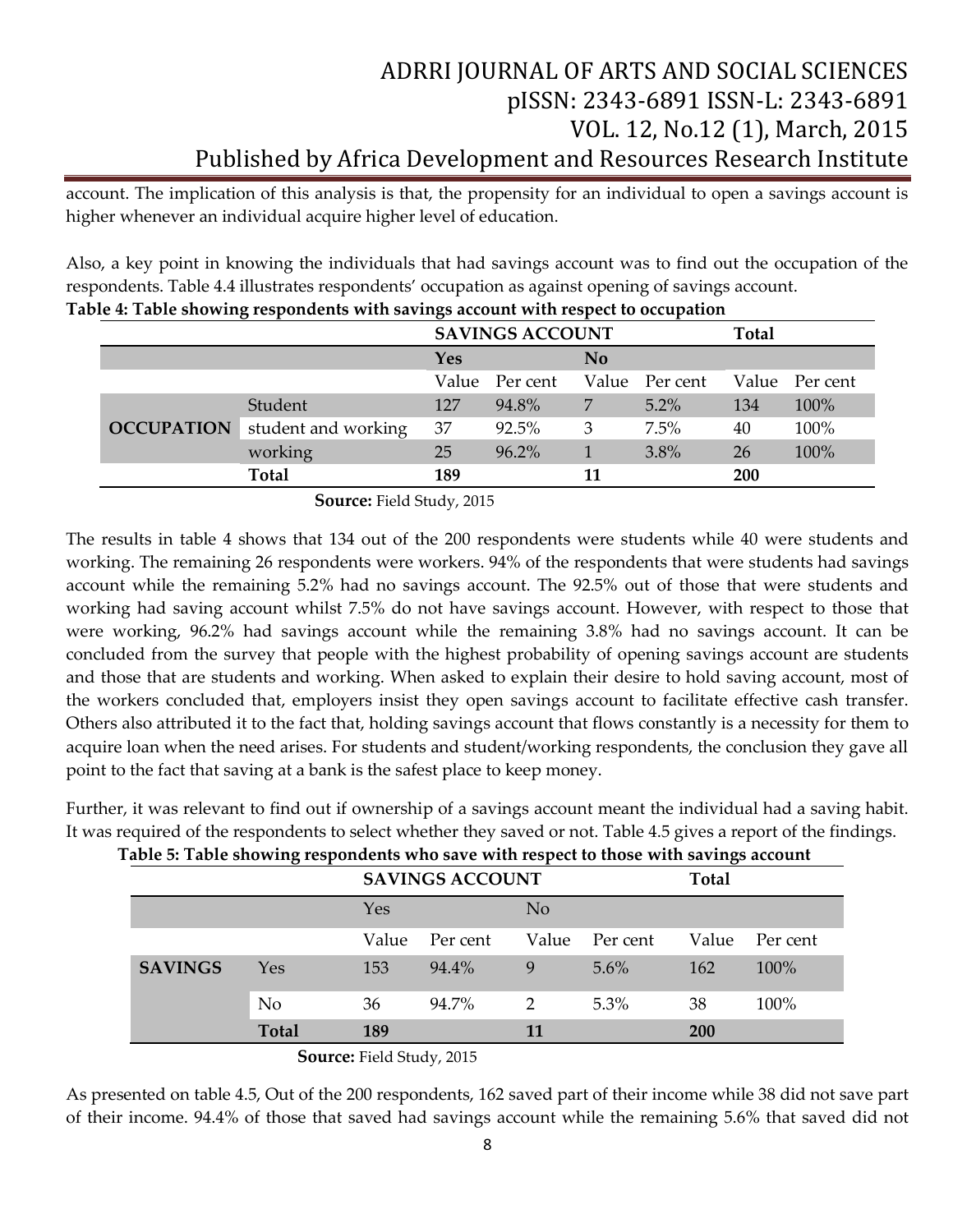account. The implication of this analysis is that, the propensity for an individual to open a savings account is higher whenever an individual acquire higher level of education.

Also, a key point in knowing the individuals that had savings account was to find out the occupation of the respondents. Table 4.4 illustrates respondents' occupation as against opening of savings account.

**Table 4: Table showing respondents with savings account with respect to occupation**

| | | **SAVINGS ACCOUNT** | | | | **Total** | |
|---|---|---|---|---|---|---|---|
| | | **Yes** | | **No** | | | |
| | | Value | Per cent | Value | Per cent | Value | Per cent |
| **OCCUPATION** | Student | 127 | 94.8% | 7 | 5.2% | 134 | 100% |
| | student and working | 37 | 92.5% | 3 | 7.5% | 40 | 100% |
| | working | 25 | 96.2% | 1 | 3.8% | 26 | 100% |
| | **Total** | **189** | | **11** | | **200** | |

**Source:** Field Study, 2015

The results in table 4 shows that 134 out of the 200 respondents were students while 40 were students and working. The remaining 26 respondents were workers. 94% of the respondents that were students had savings account while the remaining 5.2% had no savings account. The 92.5% out of those that were students and working had saving account whilst 7.5% do not have savings account. However, with respect to those that were working, 96.2% had savings account while the remaining 3.8% had no savings account. It can be concluded from the survey that people with the highest probability of opening savings account are students and those that are students and working. When asked to explain their desire to hold saving account, most of the workers concluded that, employers insist they open savings account to facilitate effective cash transfer. Others also attributed it to the fact that, holding savings account that flows constantly is a necessity for them to acquire loan when the need arises. For students and student/working respondents, the conclusion they gave all point to the fact that saving at a bank is the safest place to keep money.

Further, it was relevant to find out if ownership of a savings account meant the individual had a saving habit. It was required of the respondents to select whether they saved or not. Table 4.5 gives a report of the findings.

**Table 5: Table showing respondents who save with respect to those with savings account**

| | | **SAVINGS ACCOUNT** | | | | **Total** | |
|---|---|---|---|---|---|---|---|
| | | Yes | | No | | | |
| | | Value | Per cent | Value | Per cent | Value | Per cent |
| **SAVINGS** | Yes | 153 | 94.4% | 9 | 5.6% | 162 | 100% |
| | No | 36 | 94.7% | 2 | 5.3% | 38 | 100% |
| | **Total** | **189** | | **11** | | **200** | |

**Source:** Field Study, 2015

As presented on table 4.5, Out of the 200 respondents, 162 saved part of their income while 38 did not save part of their income. 94.4% of those that saved had savings account while the remaining 5.6% that saved did not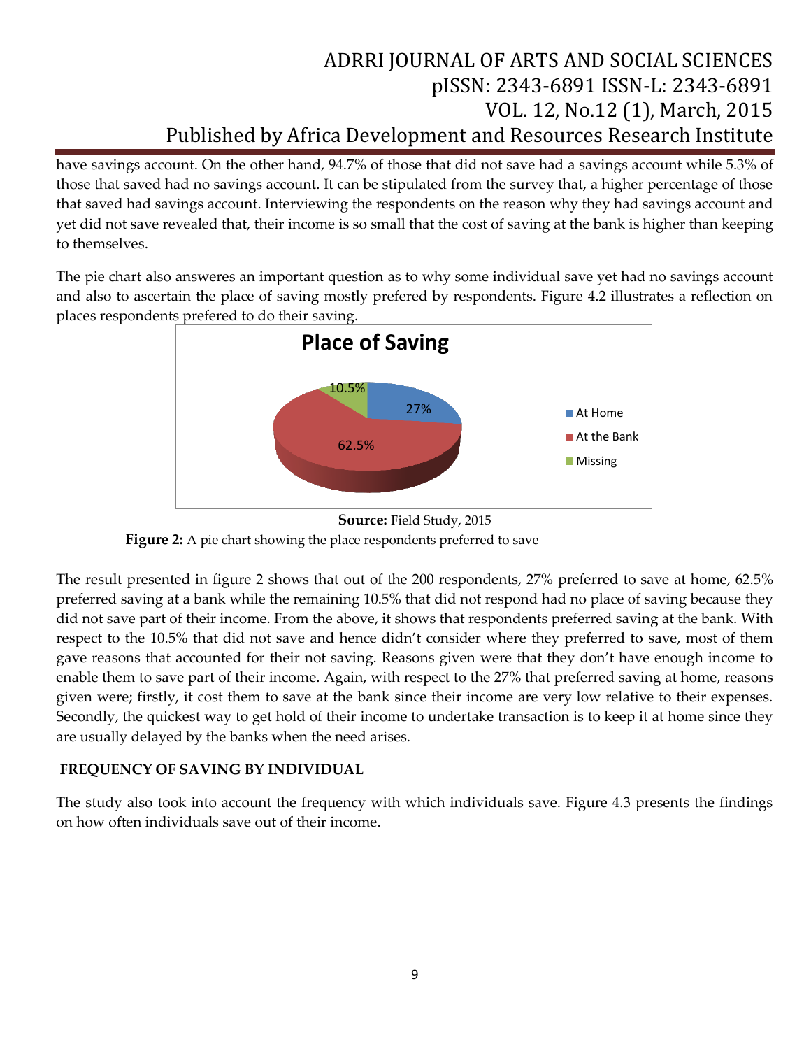have savings account. On the other hand, 94.7% of those that did not save had a savings account while 5.3% of those that saved had no savings account. It can be stipulated from the survey that, a higher percentage of those that saved had savings account. Interviewing the respondents on the reason why they had savings account and yet did not save revealed that, their income is so small that the cost of saving at the bank is higher than keeping to themselves.

The pie chart also answeres an important question as to why some individual save yet had no savings account and also to ascertain the place of saving mostly prefered by respondents. Figure 4.2 illustrates a reflection on places respondents prefered to do their saving.

**Place of Saving**

- At Home: 27%
- At the Bank: 62.5%
- Missing: 10.5%

**Source:** Field Study, 2015

**Figure 2:** A pie chart showing the place respondents preferred to save

The result presented in figure 2 shows that out of the 200 respondents, 27% preferred to save at home, 62.5% preferred saving at a bank while the remaining 10.5% that did not respond had no place of saving because they did not save part of their income. From the above, it shows that respondents preferred saving at the bank. With respect to the 10.5% that did not save and hence didn't consider where they preferred to save, most of them gave reasons that accounted for their not saving. Reasons given were that they don't have enough income to enable them to save part of their income. Again, with respect to the 27% that preferred saving at home, reasons given were; firstly, it cost them to save at the bank since their income are very low relative to their expenses. Secondly, the quickest way to get hold of their income to undertake transaction is to keep it at home since they are usually delayed by the banks when the need arises.

## FREQUENCY OF SAVING BY INDIVIDUAL

The study also took into account the frequency with which individuals save. Figure 4.3 presents the findings on how often individuals save out of their income.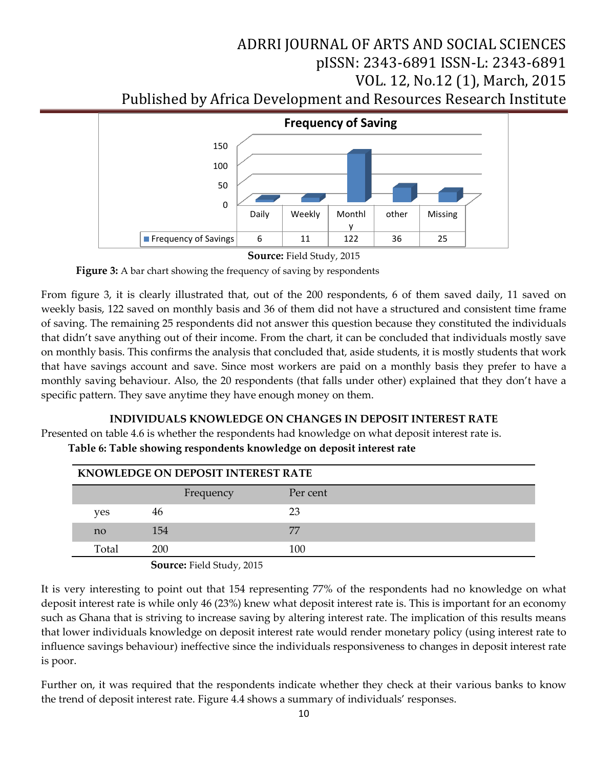**Frequency of Saving**

| | Daily | Weekly | Monthly | other | Missing |
|---|---|---|---|---|---|
| Frequency of Savings | 6 | 11 | 122 | 36 | 25 |

**Source:** Field Study, 2015

**Figure 3:** A bar chart showing the frequency of saving by respondents

From figure 3, it is clearly illustrated that, out of the 200 respondents, 6 of them saved daily, 11 saved on weekly basis, 122 saved on monthly basis and 36 of them did not have a structured and consistent time frame of saving. The remaining 25 respondents did not answer this question because they constituted the individuals that didn't save anything out of their income. From the chart, it can be concluded that individuals mostly save on monthly basis. This confirms the analysis that concluded that, aside students, it is mostly students that work that have savings account and save. Since most workers are paid on a monthly basis they prefer to have a monthly saving behaviour. Also, the 20 respondents (that falls under other) explained that they don't have a specific pattern. They save anytime they have enough money on them.

## INDIVIDUALS KNOWLEDGE ON CHANGES IN DEPOSIT INTEREST RATE

Presented on table 4.6 is whether the respondents had knowledge on what deposit interest rate is.

**Table 6: Table showing respondents knowledge on deposit interest rate**

| KNOWLEDGE ON DEPOSIT INTEREST RATE | | |
|---|---|---|
| | Frequency | Per cent |
| yes | 46 | 23 |
| no | 154 | 77 |
| Total | 200 | 100 |

**Source:** Field Study, 2015

It is very interesting to point out that 154 representing 77% of the respondents had no knowledge on what deposit interest rate is while only 46 (23%) knew what deposit interest rate is. This is important for an economy such as Ghana that is striving to increase saving by altering interest rate. The implication of this results means that lower individuals knowledge on deposit interest rate would render monetary policy (using interest rate to influence savings behaviour) ineffective since the individuals responsiveness to changes in deposit interest rate is poor.

Further on, it was required that the respondents indicate whether they check at their various banks to know the trend of deposit interest rate. Figure 4.4 shows a summary of individuals' responses.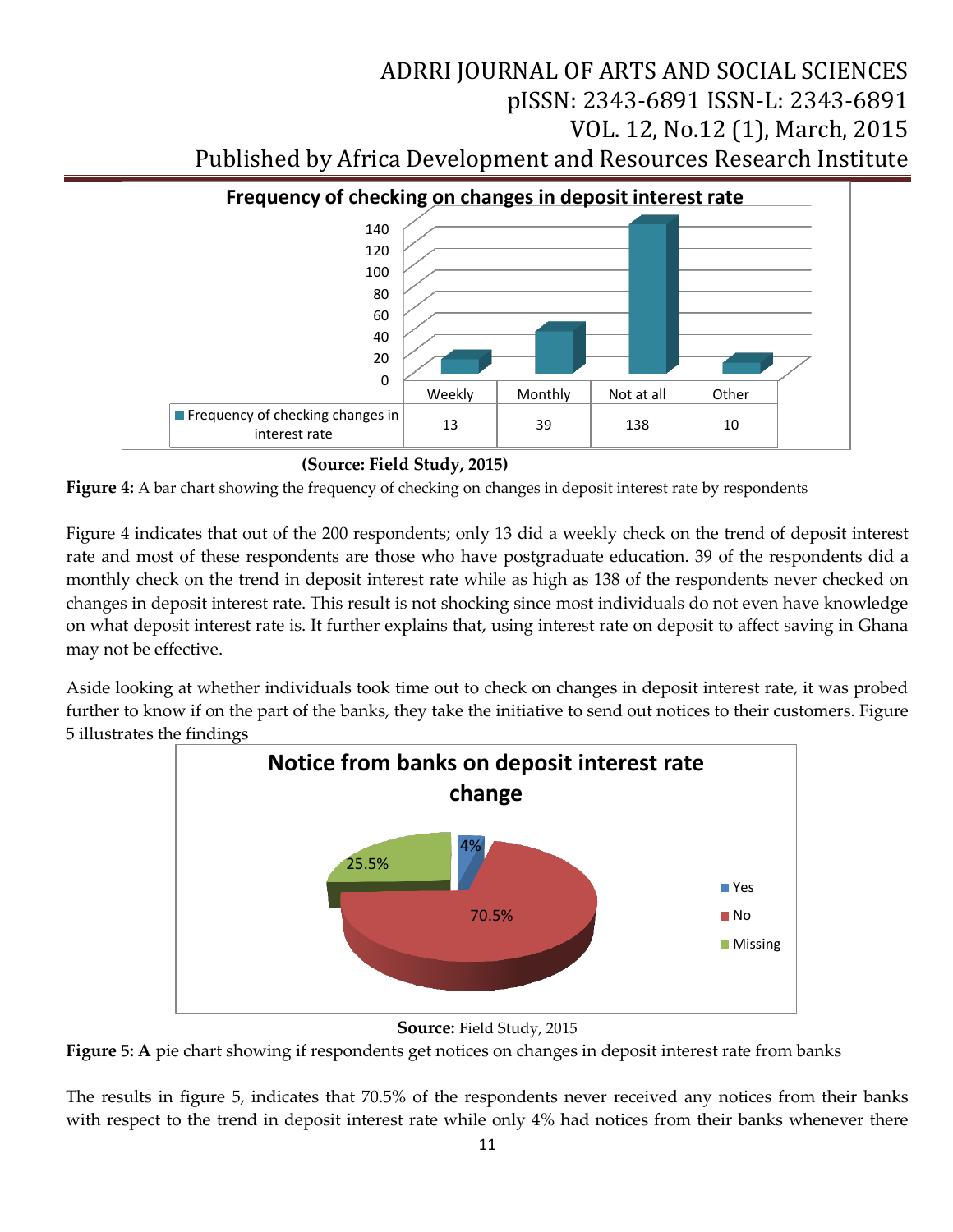**Frequency of checking on changes in deposit interest rate**

| | Weekly | Monthly | Not at all | Other |
|---|---|---|---|---|
| Frequency of checking changes in interest rate | 13 | 39 | 138 | 10 |

**(Source: Field Study, 2015)**

**Figure 4:** A bar chart showing the frequency of checking on changes in deposit interest rate by respondents

Figure 4 indicates that out of the 200 respondents; only 13 did a weekly check on the trend of deposit interest rate and most of these respondents are those who have postgraduate education. 39 of the respondents did a monthly check on the trend in deposit interest rate while as high as 138 of the respondents never checked on changes in deposit interest rate. This result is not shocking since most individuals do not even have knowledge on what deposit interest rate is. It further explains that, using interest rate on deposit to affect saving in Ghana may not be effective.

Aside looking at whether individuals took time out to check on changes in deposit interest rate, it was probed further to know if on the part of the banks, they take the initiative to send out notices to their customers. Figure 5 illustrates the findings

**Notice from banks on deposit interest rate change**

| Response | Percentage |
|---|---|
| Yes | 4% |
| No | 70.5% |
| Missing | 25.5% |

**Source:** Field Study, 2015

**Figure 5: A** pie chart showing if respondents get notices on changes in deposit interest rate from banks

The results in figure 5, indicates that 70.5% of the respondents never received any notices from their banks with respect to the trend in deposit interest rate while only 4% had notices from their banks whenever there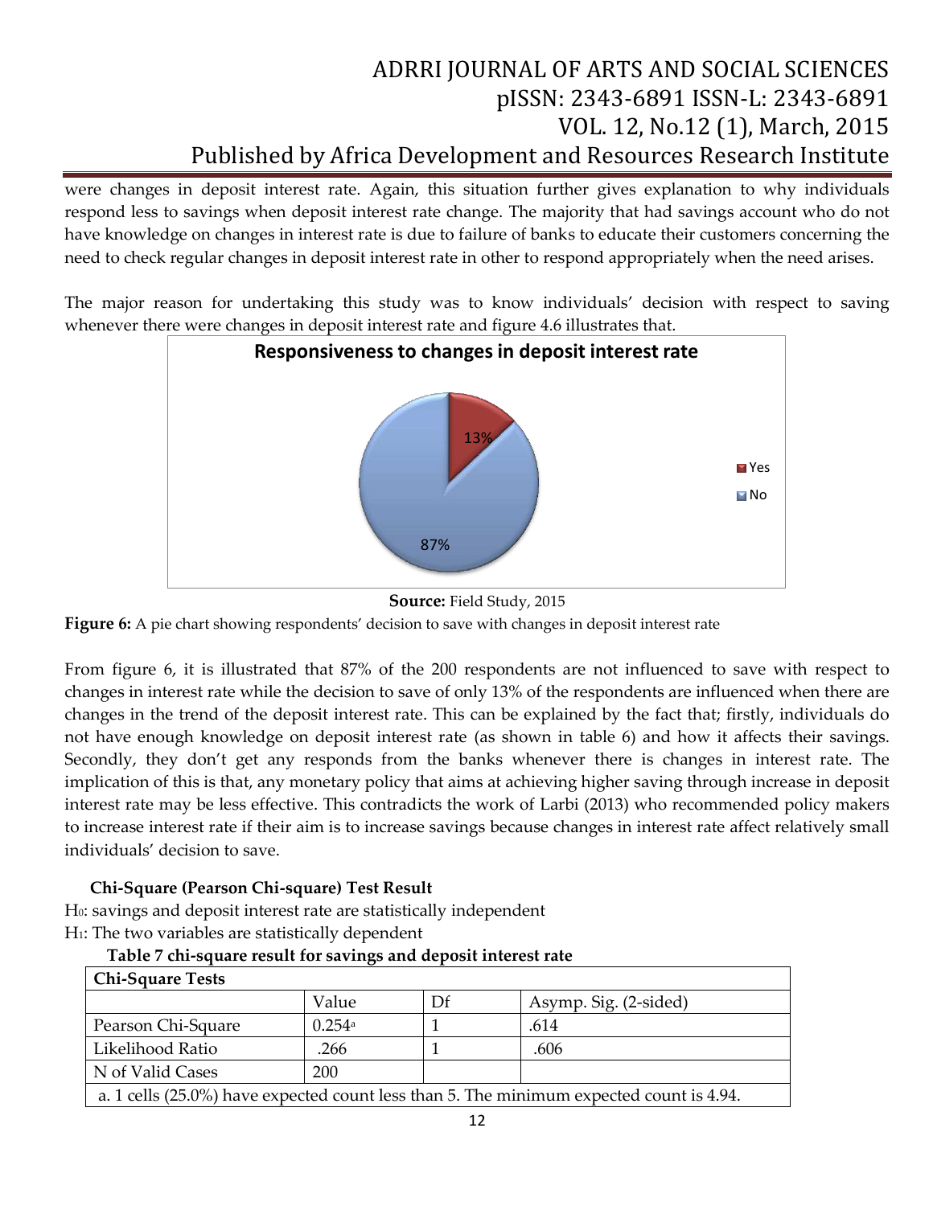were changes in deposit interest rate. Again, this situation further gives explanation to why individuals respond less to savings when deposit interest rate change. The majority that had savings account who do not have knowledge on changes in interest rate is due to failure of banks to educate their customers concerning the need to check regular changes in deposit interest rate in other to respond appropriately when the need arises.

The major reason for undertaking this study was to know individuals' decision with respect to saving whenever there were changes in deposit interest rate and figure 4.6 illustrates that.

**Responsiveness to changes in deposit interest rate**

13%

87%

Yes

No

**Source:** Field Study, 2015

**Figure 6:** A pie chart showing respondents' decision to save with changes in deposit interest rate

From figure 6, it is illustrated that 87% of the 200 respondents are not influenced to save with respect to changes in interest rate while the decision to save of only 13% of the respondents are influenced when there are changes in the trend of the deposit interest rate. This can be explained by the fact that; firstly, individuals do not have enough knowledge on deposit interest rate (as shown in table 6) and how it affects their savings. Secondly, they don't get any responds from the banks whenever there is changes in interest rate. The implication of this is that, any monetary policy that aims at achieving higher saving through increase in deposit interest rate may be less effective. This contradicts the work of Larbi (2013) who recommended policy makers to increase interest rate if their aim is to increase savings because changes in interest rate affect relatively small individuals' decision to save.

**Chi-Square (Pearson Chi-square) Test Result**

$H_0$: savings and deposit interest rate are statistically independent

$H_1$: The two variables are statistically dependent

**Table 7 chi-square result for savings and deposit interest rate**

| **Chi-Square Tests** | | | |
|---|---|---|---|
| | Value | Df | Asymp. Sig. (2-sided) |
| Pearson Chi-Square | 0.254[a] | 1 | .614 |
| Likelihood Ratio | .266 | 1 | .606 |
| N of Valid Cases | 200 | | |

a. 1 cells (25.0%) have expected count less than 5. The minimum expected count is 4.94.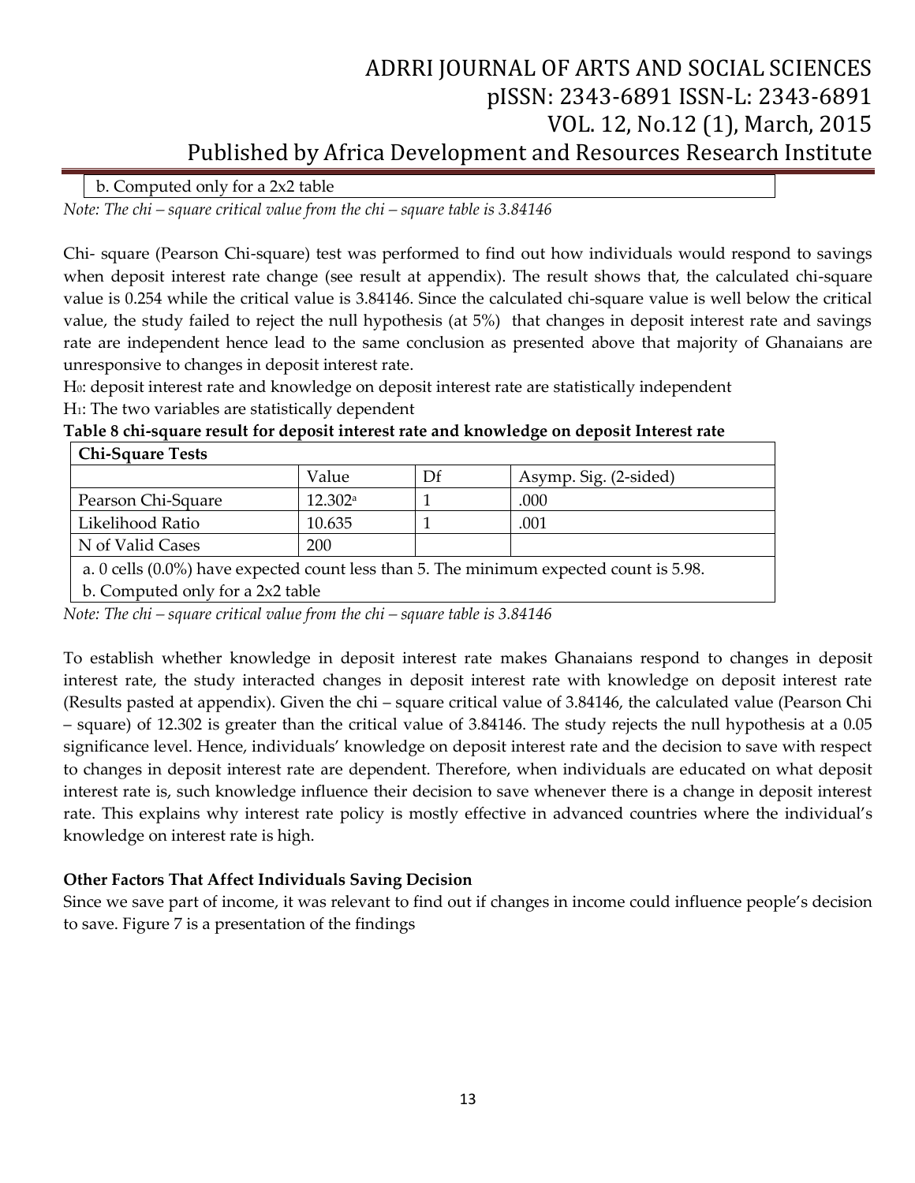| b. Computed only for a 2x2 table |
|---|

*Note: The chi – square critical value from the chi – square table is 3.84146*

Chi- square (Pearson Chi-square) test was performed to find out how individuals would respond to savings when deposit interest rate change (see result at appendix). The result shows that, the calculated chi-square value is 0.254 while the critical value is 3.84146. Since the calculated chi-square value is well below the critical value, the study failed to reject the null hypothesis (at 5%) that changes in deposit interest rate and savings rate are independent hence lead to the same conclusion as presented above that majority of Ghanaians are unresponsive to changes in deposit interest rate.

$H_0$: deposit interest rate and knowledge on deposit interest rate are statistically independent

$H_1$: The two variables are statistically dependent

**Table 8 chi-square result for deposit interest rate and knowledge on deposit Interest rate**

| **Chi-Square Tests** | | | |
|---|---|---|---|
| | Value | Df | Asymp. Sig. (2-sided) |
| Pearson Chi-Square | 12.302[a] | 1 | .000 |
| Likelihood Ratio | 10.635 | 1 | .001 |
| N of Valid Cases | 200 | | |
| a. 0 cells (0.0%) have expected count less than 5. The minimum expected count is 5.98. | | | |
| b. Computed only for a 2x2 table | | | |

*Note: The chi – square critical value from the chi – square table is 3.84146*

To establish whether knowledge in deposit interest rate makes Ghanaians respond to changes in deposit interest rate, the study interacted changes in deposit interest rate with knowledge on deposit interest rate (Results pasted at appendix). Given the chi – square critical value of 3.84146, the calculated value (Pearson Chi – square) of 12.302 is greater than the critical value of 3.84146. The study rejects the null hypothesis at a 0.05 significance level. Hence, individuals' knowledge on deposit interest rate and the decision to save with respect to changes in deposit interest rate are dependent. Therefore, when individuals are educated on what deposit interest rate is, such knowledge influence their decision to save whenever there is a change in deposit interest rate. This explains why interest rate policy is mostly effective in advanced countries where the individual's knowledge on interest rate is high.

**Other Factors That Affect Individuals Saving Decision**

Since we save part of income, it was relevant to find out if changes in income could influence people's decision to save. Figure 7 is a presentation of the findings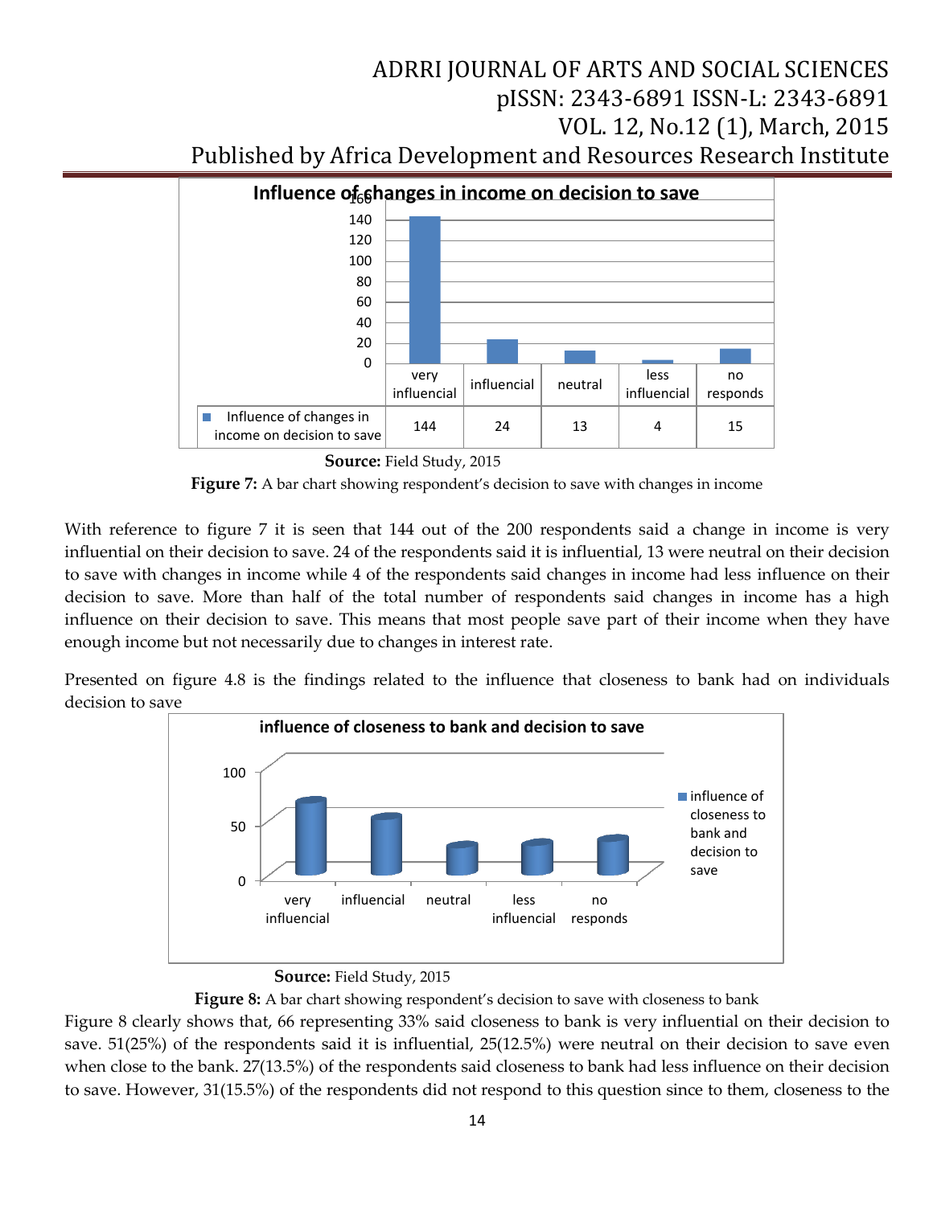**Influence of changes in income on decision to save**

| | very influencial | influencial | neutral | less influencial | no responds |
|---|---|---|---|---|---|
| Influence of changes in income on decision to save | 144 | 24 | 13 | 4 | 15 |

**Source:** Field Study, 2015

**Figure 7:** A bar chart showing respondent's decision to save with changes in income

With reference to figure 7 it is seen that 144 out of the 200 respondents said a change in income is very influential on their decision to save. 24 of the respondents said it is influential, 13 were neutral on their decision to save with changes in income while 4 of the respondents said changes in income had less influence on their decision to save. More than half of the total number of respondents said changes in income has a high influence on their decision to save. This means that most people save part of their income when they have enough income but not necessarily due to changes in interest rate.

Presented on figure 4.8 is the findings related to the influence that closeness to bank had on individuals decision to save

**Source:** Field Study, 2015

**Figure 8:** A bar chart showing respondent's decision to save with closeness to bank

Figure 8 clearly shows that, 66 representing 33% said closeness to bank is very influential on their decision to save. 51(25%) of the respondents said it is influential, 25(12.5%) were neutral on their decision to save even when close to the bank. 27(13.5%) of the respondents said closeness to bank had less influence on their decision to save. However, 31(15.5%) of the respondents did not respond to this question since to them, closeness to the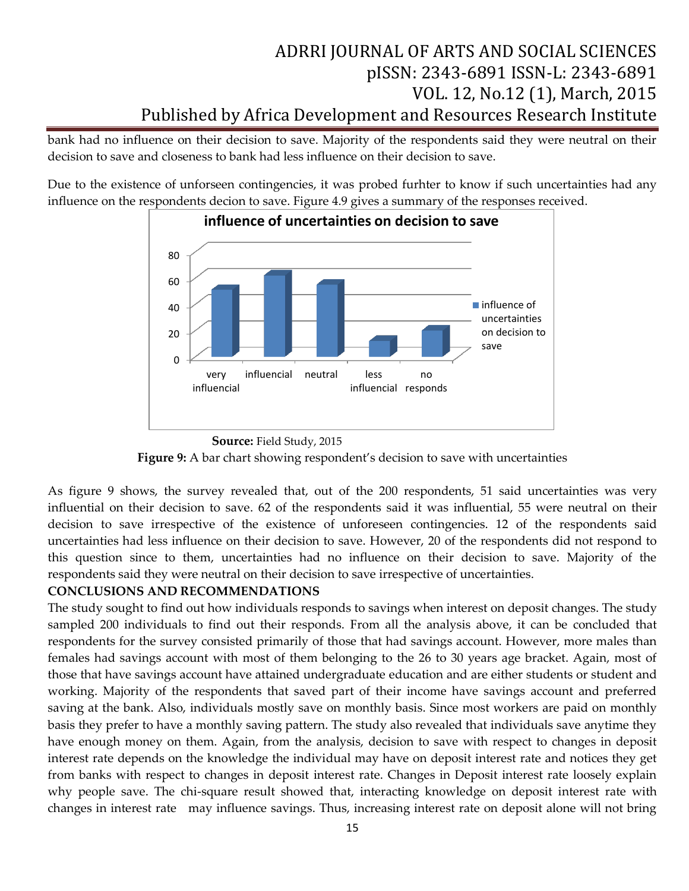bank had no influence on their decision to save. Majority of the respondents said they were neutral on their decision to save and closeness to bank had less influence on their decision to save.

Due to the existence of unforseen contingencies, it was probed furhter to know if such uncertainties had any influence on the respondents decion to save. Figure 4.9 gives a summary of the responses received.

**Source:** Field Study, 2015

**Figure 9:** A bar chart showing respondent's decision to save with uncertainties

As figure 9 shows, the survey revealed that, out of the 200 respondents, 51 said uncertainties was very influential on their decision to save. 62 of the respondents said it was influential, 55 were neutral on their decision to save irrespective of the existence of unforeseen contingencies. 12 of the respondents said uncertainties had less influence on their decision to save. However, 20 of the respondents did not respond to this question since to them, uncertainties had no influence on their decision to save. Majority of the respondents said they were neutral on their decision to save irrespective of uncertainties.

**CONCLUSIONS AND RECOMMENDATIONS**

The study sought to find out how individuals responds to savings when interest on deposit changes. The study sampled 200 individuals to find out their responds. From all the analysis above, it can be concluded that respondents for the survey consisted primarily of those that had savings account. However, more males than females had savings account with most of them belonging to the 26 to 30 years age bracket. Again, most of those that have savings account have attained undergraduate education and are either students or student and working. Majority of the respondents that saved part of their income have savings account and preferred saving at the bank. Also, individuals mostly save on monthly basis. Since most workers are paid on monthly basis they prefer to have a monthly saving pattern. The study also revealed that individuals save anytime they have enough money on them. Again, from the analysis, decision to save with respect to changes in deposit interest rate depends on the knowledge the individual may have on deposit interest rate and notices they get from banks with respect to changes in deposit interest rate. Changes in Deposit interest rate loosely explain why people save. The chi-square result showed that, interacting knowledge on deposit interest rate with changes in interest rate may influence savings. Thus, increasing interest rate on deposit alone will not bring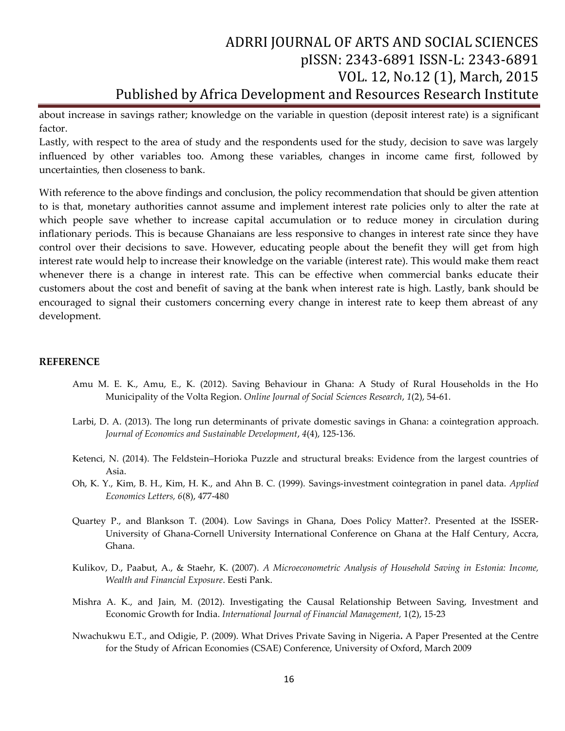about increase in savings rather; knowledge on the variable in question (deposit interest rate) is a significant factor.

Lastly, with respect to the area of study and the respondents used for the study, decision to save was largely influenced by other variables too. Among these variables, changes in income came first, followed by uncertainties, then closeness to bank.

With reference to the above findings and conclusion, the policy recommendation that should be given attention to is that, monetary authorities cannot assume and implement interest rate policies only to alter the rate at which people save whether to increase capital accumulation or to reduce money in circulation during inflationary periods. This is because Ghanaians are less responsive to changes in interest rate since they have control over their decisions to save. However, educating people about the benefit they will get from high interest rate would help to increase their knowledge on the variable (interest rate). This would make them react whenever there is a change in interest rate. This can be effective when commercial banks educate their customers about the cost and benefit of saving at the bank when interest rate is high. Lastly, bank should be encouraged to signal their customers concerning every change in interest rate to keep them abreast of any development.

## REFERENCE

Amu M. E. K., Amu, E., K. (2012). Saving Behaviour in Ghana: A Study of Rural Households in the Ho Municipality of the Volta Region. *Online Journal of Social Sciences Research*, *1*(2), 54-61.

Larbi, D. A. (2013). The long run determinants of private domestic savings in Ghana: a cointegration approach. *Journal of Economics and Sustainable Development*, *4*(4), 125-136.

Ketenci, N. (2014). The Feldstein–Horioka Puzzle and structural breaks: Evidence from the largest countries of Asia.

Oh, K. Y., Kim, B. H., Kim, H. K., and Ahn B. C. (1999). Savings-investment cointegration in panel data. *Applied Economics Letters, 6*(8), 477-480

Quartey P., and Blankson T. (2004). Low Savings in Ghana, Does Policy Matter?. Presented at the ISSER-University of Ghana-Cornell University International Conference on Ghana at the Half Century, Accra, Ghana.

Kulikov, D., Paabut, A., & Staehr, K. (2007). *A Microeconometric Analysis of Household Saving in Estonia: Income, Wealth and Financial Exposure*. Eesti Pank.

Mishra A. K., and Jain, M. (2012). Investigating the Causal Relationship Between Saving, Investment and Economic Growth for India. *International Journal of Financial Management,* 1(2), 15-23

Nwachukwu E.T., and Odigie, P. (2009). What Drives Private Saving in Nigeria**.** A Paper Presented at the Centre for the Study of African Economies (CSAE) Conference, University of Oxford, March 2009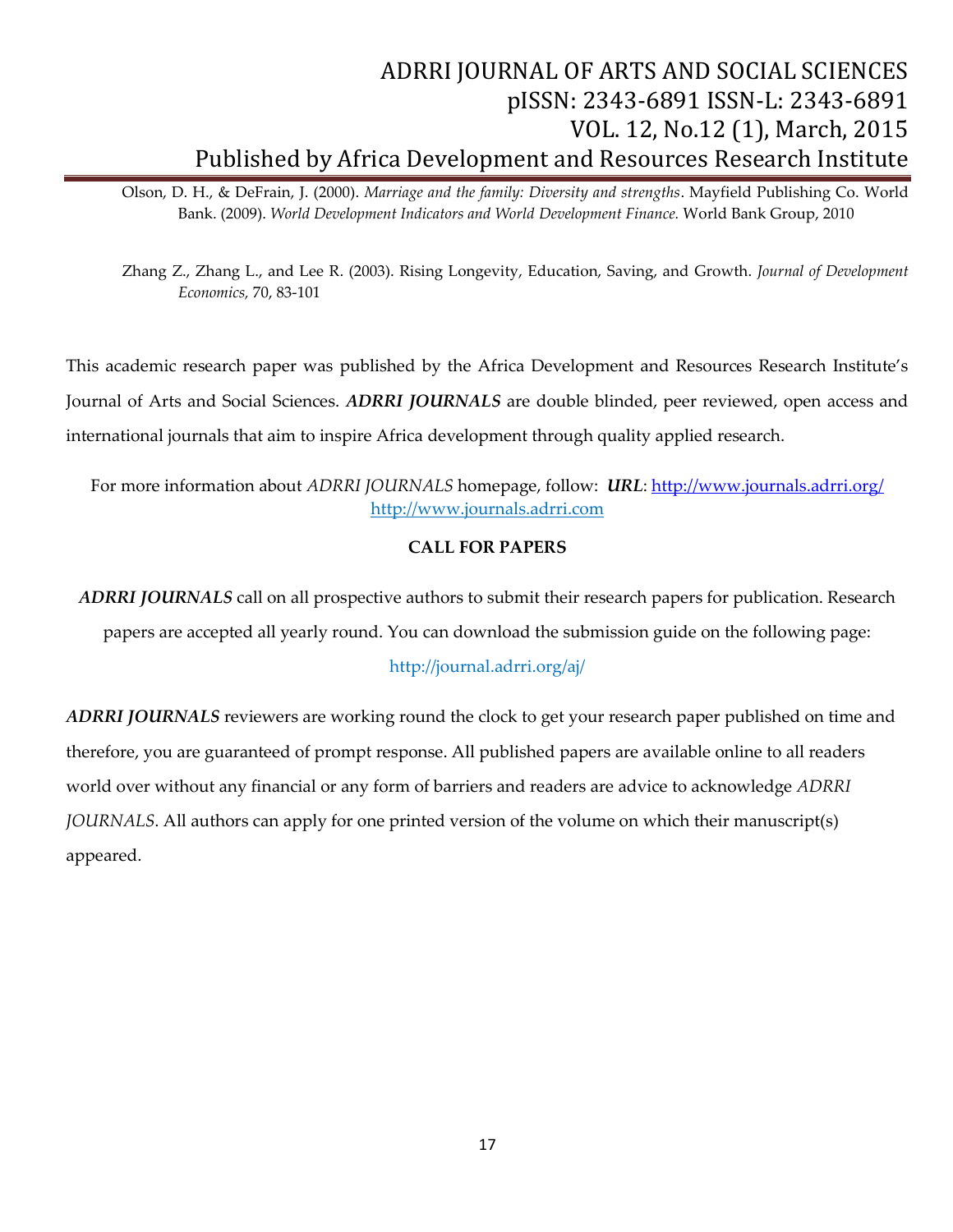Olson, D. H., & DeFrain, J. (2000). *Marriage and the family: Diversity and strengths*. Mayfield Publishing Co. World Bank. (2009). *World Development Indicators and World Development Finance.* World Bank Group, 2010

Zhang Z., Zhang L., and Lee R. (2003). Rising Longevity, Education, Saving, and Growth. *Journal of Development Economics,* 70, 83-101

This academic research paper was published by the Africa Development and Resources Research Institute's Journal of Arts and Social Sciences. ***ADRRI JOURNALS*** are double blinded, peer reviewed, open access and international journals that aim to inspire Africa development through quality applied research.

For more information about *ADRRI JOURNALS* homepage, follow: ***URL***: http://www.journals.adrri.org/ http://www.journals.adrri.com

**CALL FOR PAPERS**

***ADRRI JOURNALS*** call on all prospective authors to submit their research papers for publication. Research papers are accepted all yearly round. You can download the submission guide on the following page: http://journal.adrri.org/aj/

***ADRRI JOURNALS*** reviewers are working round the clock to get your research paper published on time and therefore, you are guaranteed of prompt response. All published papers are available online to all readers world over without any financial or any form of barriers and readers are advice to acknowledge *ADRRI JOURNALS*. All authors can apply for one printed version of the volume on which their manuscript(s) appeared.